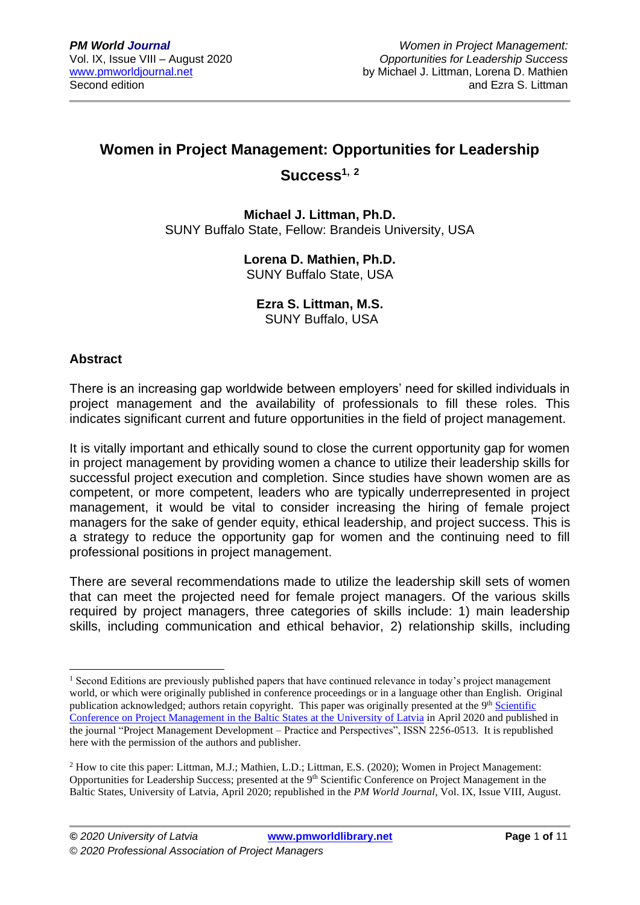# Women in Project Management: Opportunities for Leadership Success[1, 2]

**Michael J. Littman, Ph.D.**
SUNY Buffalo State, Fellow: Brandeis University, USA

**Lorena D. Mathien, Ph.D.**
SUNY Buffalo State, USA

**Ezra S. Littman, M.S.**
SUNY Buffalo, USA

## Abstract

There is an increasing gap worldwide between employers' need for skilled individuals in project management and the availability of professionals to fill these roles. This indicates significant current and future opportunities in the field of project management.

It is vitally important and ethically sound to close the current opportunity gap for women in project management by providing women a chance to utilize their leadership skills for successful project execution and completion. Since studies have shown women are as competent, or more competent, leaders who are typically underrepresented in project management, it would be vital to consider increasing the hiring of female project managers for the sake of gender equity, ethical leadership, and project success. This is a strategy to reduce the opportunity gap for women and the continuing need to fill professional positions in project management.

There are several recommendations made to utilize the leadership skill sets of women that can meet the projected need for female project managers. Of the various skills required by project managers, three categories of skills include: 1) main leadership skills, including communication and ethical behavior, 2) relationship skills, including

---

[1] Second Editions are previously published papers that have continued relevance in today's project management world, or which were originally published in conference proceedings or in a language other than English. Original publication acknowledged; authors retain copyright. This paper was originally presented at the 9th Scientific Conference on Project Management in the Baltic States at the University of Latvia in April 2020 and published in the journal "Project Management Development – Practice and Perspectives", ISSN 2256-0513. It is republished here with the permission of the authors and publisher.

[2] How to cite this paper: Littman, M.J.; Mathien, L.D.; Littman, E.S. (2020); Women in Project Management: Opportunities for Leadership Success; presented at the 9th Scientific Conference on Project Management in the Baltic States, University of Latvia, April 2020; republished in the *PM World Journal*, Vol. IX, Issue VIII, August.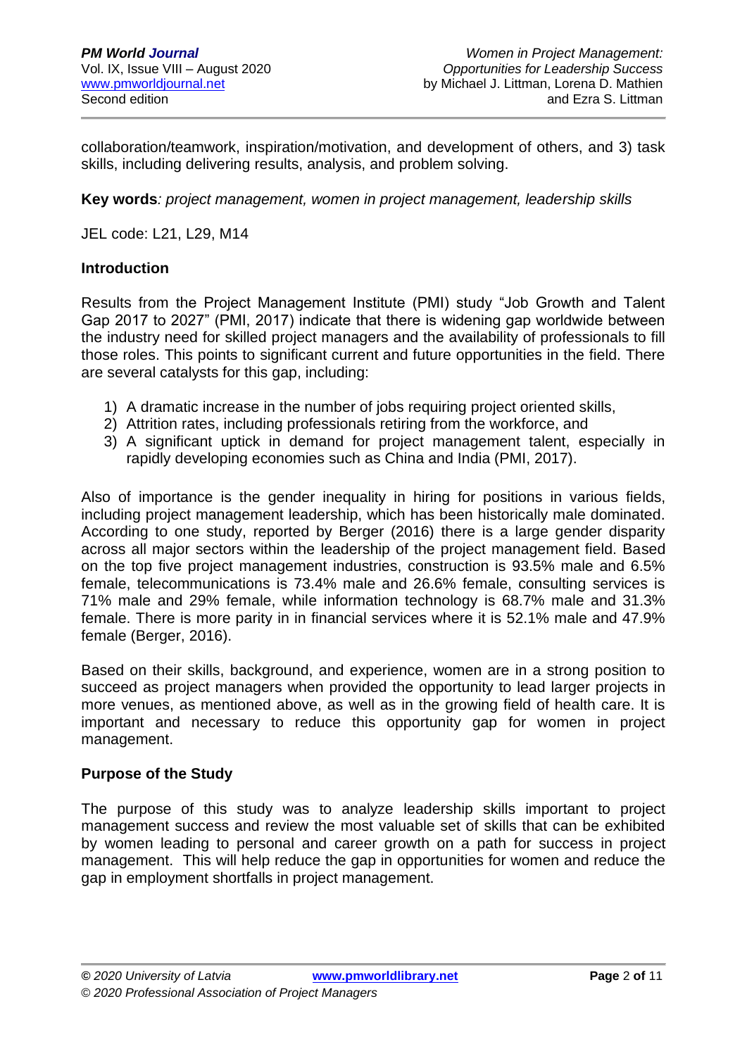collaboration/teamwork, inspiration/motivation, and development of others, and 3) task skills, including delivering results, analysis, and problem solving.

**Key words***: project management, women in project management, leadership skills*

JEL code: L21, L29, M14

## Introduction

Results from the Project Management Institute (PMI) study "Job Growth and Talent Gap 2017 to 2027" (PMI, 2017) indicate that there is widening gap worldwide between the industry need for skilled project managers and the availability of professionals to fill those roles. This points to significant current and future opportunities in the field. There are several catalysts for this gap, including:

1) A dramatic increase in the number of jobs requiring project oriented skills,
2) Attrition rates, including professionals retiring from the workforce, and
3) A significant uptick in demand for project management talent, especially in rapidly developing economies such as China and India (PMI, 2017).

Also of importance is the gender inequality in hiring for positions in various fields, including project management leadership, which has been historically male dominated. According to one study, reported by Berger (2016) there is a large gender disparity across all major sectors within the leadership of the project management field. Based on the top five project management industries, construction is 93.5% male and 6.5% female, telecommunications is 73.4% male and 26.6% female, consulting services is 71% male and 29% female, while information technology is 68.7% male and 31.3% female. There is more parity in in financial services where it is 52.1% male and 47.9% female (Berger, 2016).

Based on their skills, background, and experience, women are in a strong position to succeed as project managers when provided the opportunity to lead larger projects in more venues, as mentioned above, as well as in the growing field of health care. It is important and necessary to reduce this opportunity gap for women in project management.

## Purpose of the Study

The purpose of this study was to analyze leadership skills important to project management success and review the most valuable set of skills that can be exhibited by women leading to personal and career growth on a path for success in project management. This will help reduce the gap in opportunities for women and reduce the gap in employment shortfalls in project management.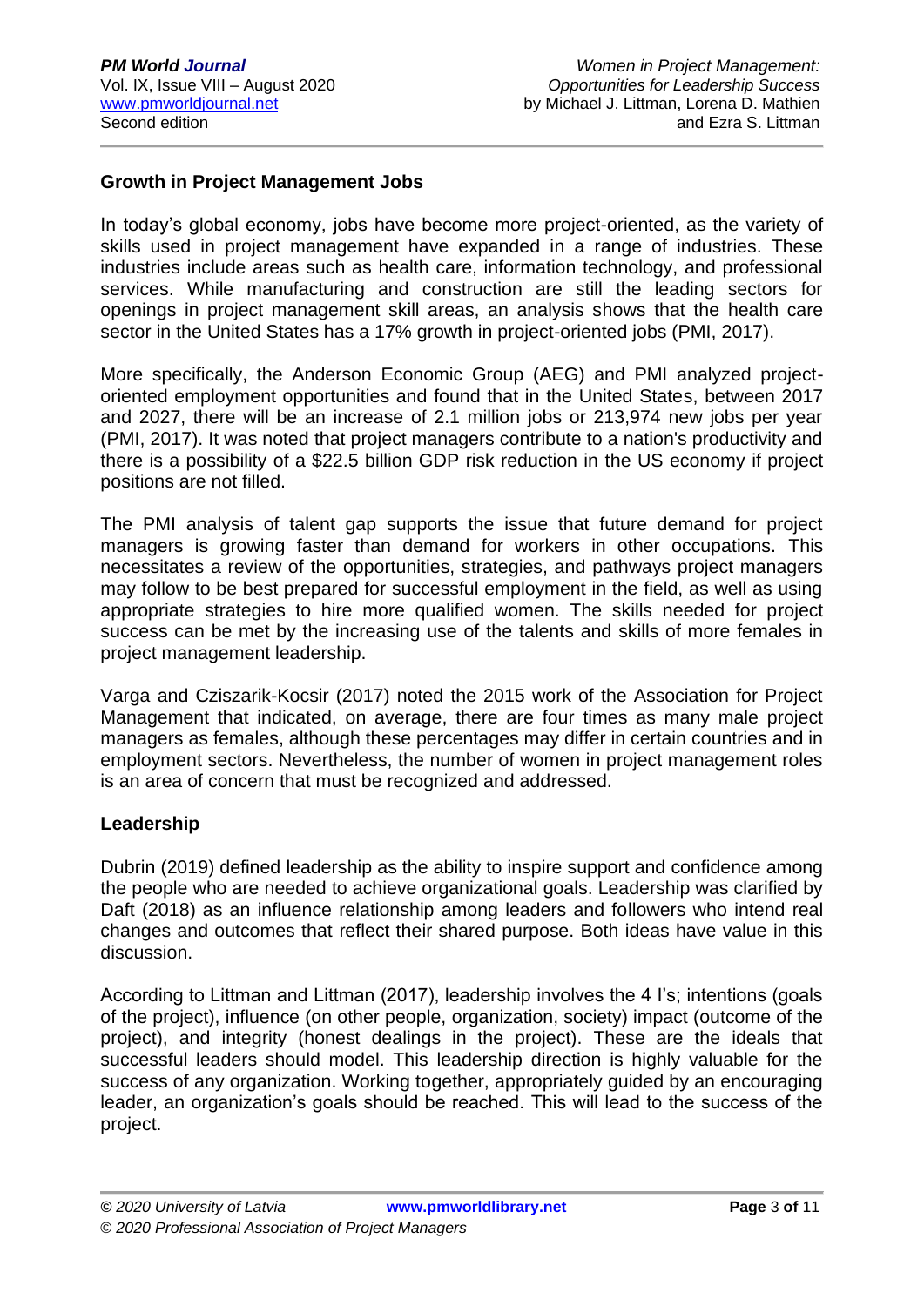## Growth in Project Management Jobs

In today's global economy, jobs have become more project-oriented, as the variety of skills used in project management have expanded in a range of industries. These industries include areas such as health care, information technology, and professional services. While manufacturing and construction are still the leading sectors for openings in project management skill areas, an analysis shows that the health care sector in the United States has a 17% growth in project-oriented jobs (PMI, 2017).

More specifically, the Anderson Economic Group (AEG) and PMI analyzed project-oriented employment opportunities and found that in the United States, between 2017 and 2027, there will be an increase of 2.1 million jobs or 213,974 new jobs per year (PMI, 2017). It was noted that project managers contribute to a nation's productivity and there is a possibility of a $22.5 billion GDP risk reduction in the US economy if project positions are not filled.

The PMI analysis of talent gap supports the issue that future demand for project managers is growing faster than demand for workers in other occupations. This necessitates a review of the opportunities, strategies, and pathways project managers may follow to be best prepared for successful employment in the field, as well as using appropriate strategies to hire more qualified women. The skills needed for project success can be met by the increasing use of the talents and skills of more females in project management leadership.

Varga and Cziszarik-Kocsir (2017) noted the 2015 work of the Association for Project Management that indicated, on average, there are four times as many male project managers as females, although these percentages may differ in certain countries and in employment sectors. Nevertheless, the number of women in project management roles is an area of concern that must be recognized and addressed.

## Leadership

Dubrin (2019) defined leadership as the ability to inspire support and confidence among the people who are needed to achieve organizational goals. Leadership was clarified by Daft (2018) as an influence relationship among leaders and followers who intend real changes and outcomes that reflect their shared purpose. Both ideas have value in this discussion.

According to Littman and Littman (2017), leadership involves the 4 I's; intentions (goals of the project), influence (on other people, organization, society) impact (outcome of the project), and integrity (honest dealings in the project). These are the ideals that successful leaders should model. This leadership direction is highly valuable for the success of any organization. Working together, appropriately guided by an encouraging leader, an organization's goals should be reached. This will lead to the success of the project.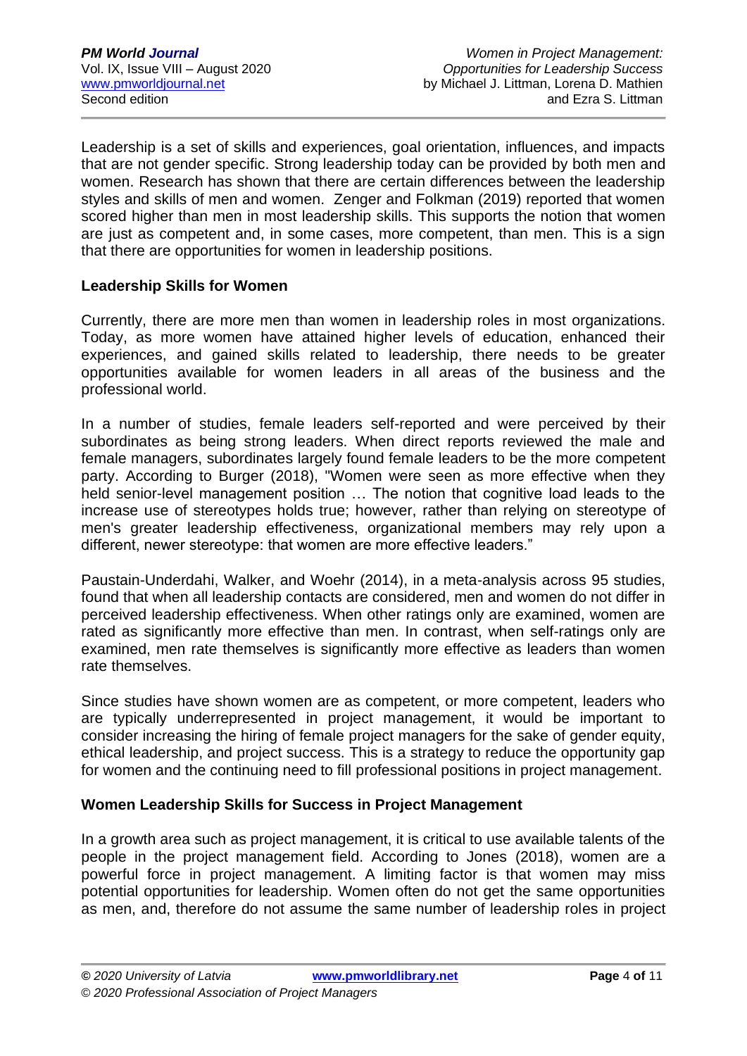Leadership is a set of skills and experiences, goal orientation, influences, and impacts that are not gender specific. Strong leadership today can be provided by both men and women. Research has shown that there are certain differences between the leadership styles and skills of men and women. Zenger and Folkman (2019) reported that women scored higher than men in most leadership skills. This supports the notion that women are just as competent and, in some cases, more competent, than men. This is a sign that there are opportunities for women in leadership positions.

## Leadership Skills for Women

Currently, there are more men than women in leadership roles in most organizations. Today, as more women have attained higher levels of education, enhanced their experiences, and gained skills related to leadership, there needs to be greater opportunities available for women leaders in all areas of the business and the professional world.

In a number of studies, female leaders self-reported and were perceived by their subordinates as being strong leaders. When direct reports reviewed the male and female managers, subordinates largely found female leaders to be the more competent party. According to Burger (2018), "Women were seen as more effective when they held senior-level management position … The notion that cognitive load leads to the increase use of stereotypes holds true; however, rather than relying on stereotype of men's greater leadership effectiveness, organizational members may rely upon a different, newer stereotype: that women are more effective leaders."

Paustain-Underdahi, Walker, and Woehr (2014), in a meta-analysis across 95 studies, found that when all leadership contacts are considered, men and women do not differ in perceived leadership effectiveness. When other ratings only are examined, women are rated as significantly more effective than men. In contrast, when self-ratings only are examined, men rate themselves is significantly more effective as leaders than women rate themselves.

Since studies have shown women are as competent, or more competent, leaders who are typically underrepresented in project management, it would be important to consider increasing the hiring of female project managers for the sake of gender equity, ethical leadership, and project success. This is a strategy to reduce the opportunity gap for women and the continuing need to fill professional positions in project management.

## Women Leadership Skills for Success in Project Management

In a growth area such as project management, it is critical to use available talents of the people in the project management field. According to Jones (2018), women are a powerful force in project management. A limiting factor is that women may miss potential opportunities for leadership. Women often do not get the same opportunities as men, and, therefore do not assume the same number of leadership roles in project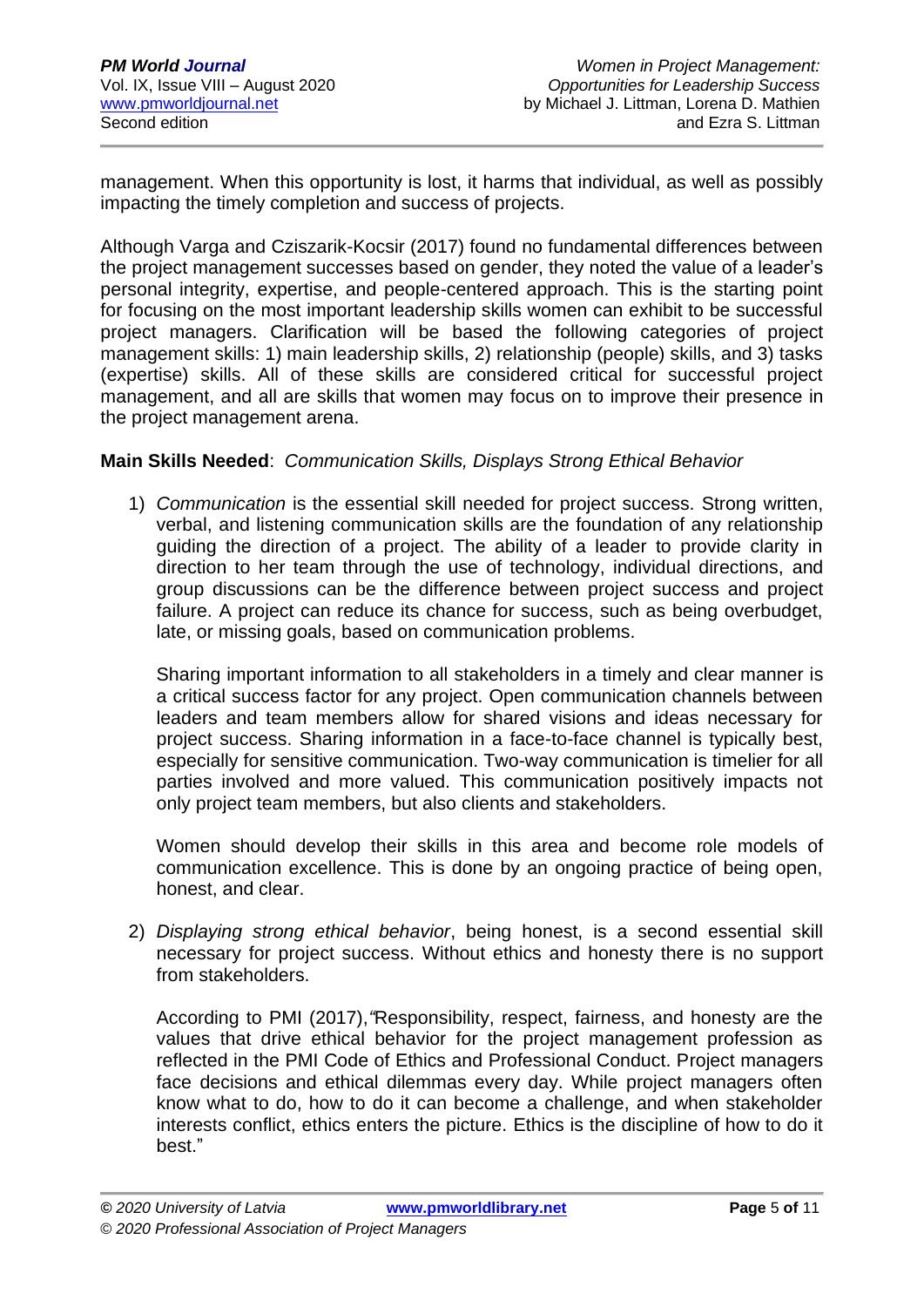management. When this opportunity is lost, it harms that individual, as well as possibly impacting the timely completion and success of projects.

Although Varga and Cziszarik-Kocsir (2017) found no fundamental differences between the project management successes based on gender, they noted the value of a leader's personal integrity, expertise, and people-centered approach. This is the starting point for focusing on the most important leadership skills women can exhibit to be successful project managers. Clarification will be based the following categories of project management skills: 1) main leadership skills, 2) relationship (people) skills, and 3) tasks (expertise) skills. All of these skills are considered critical for successful project management, and all are skills that women may focus on to improve their presence in the project management arena.

**Main Skills Needed**: *Communication Skills, Displays Strong Ethical Behavior*

1) *Communication* is the essential skill needed for project success. Strong written, verbal, and listening communication skills are the foundation of any relationship guiding the direction of a project. The ability of a leader to provide clarity in direction to her team through the use of technology, individual directions, and group discussions can be the difference between project success and project failure. A project can reduce its chance for success, such as being overbudget, late, or missing goals, based on communication problems.

   Sharing important information to all stakeholders in a timely and clear manner is a critical success factor for any project. Open communication channels between leaders and team members allow for shared visions and ideas necessary for project success. Sharing information in a face-to-face channel is typically best, especially for sensitive communication. Two-way communication is timelier for all parties involved and more valued. This communication positively impacts not only project team members, but also clients and stakeholders.

   Women should develop their skills in this area and become role models of communication excellence. This is done by an ongoing practice of being open, honest, and clear.

2) *Displaying strong ethical behavior*, being honest, is a second essential skill necessary for project success. Without ethics and honesty there is no support from stakeholders.

   According to PMI (2017),"Responsibility, respect, fairness, and honesty are the values that drive ethical behavior for the project management profession as reflected in the PMI Code of Ethics and Professional Conduct. Project managers face decisions and ethical dilemmas every day. While project managers often know what to do, how to do it can become a challenge, and when stakeholder interests conflict, ethics enters the picture. Ethics is the discipline of how to do it best."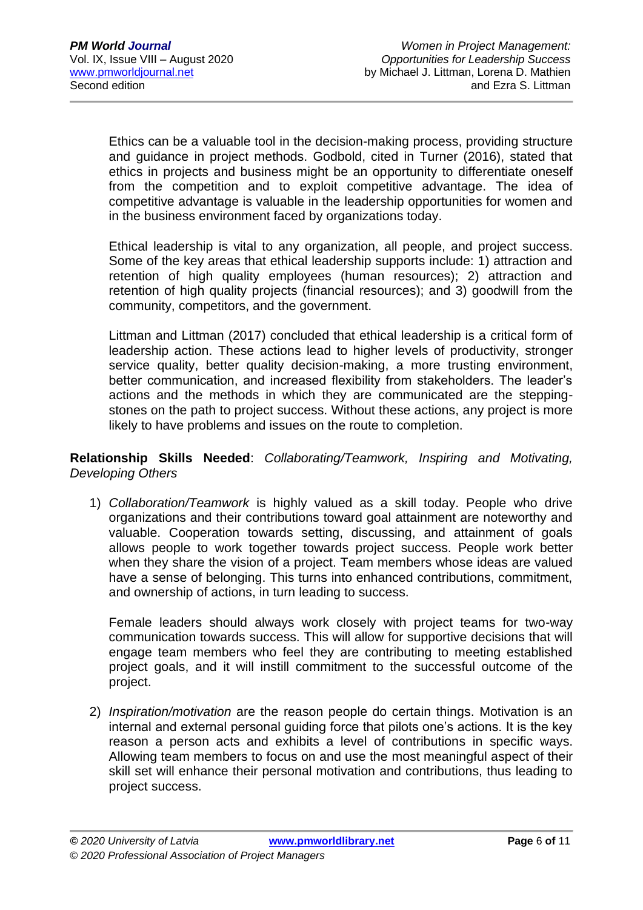Ethics can be a valuable tool in the decision-making process, providing structure and guidance in project methods. Godbold, cited in Turner (2016), stated that ethics in projects and business might be an opportunity to differentiate oneself from the competition and to exploit competitive advantage. The idea of competitive advantage is valuable in the leadership opportunities for women and in the business environment faced by organizations today.

Ethical leadership is vital to any organization, all people, and project success. Some of the key areas that ethical leadership supports include: 1) attraction and retention of high quality employees (human resources); 2) attraction and retention of high quality projects (financial resources); and 3) goodwill from the community, competitors, and the government.

Littman and Littman (2017) concluded that ethical leadership is a critical form of leadership action. These actions lead to higher levels of productivity, stronger service quality, better quality decision-making, a more trusting environment, better communication, and increased flexibility from stakeholders. The leader's actions and the methods in which they are communicated are the stepping-stones on the path to project success. Without these actions, any project is more likely to have problems and issues on the route to completion.

**Relationship Skills Needed**: *Collaborating/Teamwork, Inspiring and Motivating, Developing Others*

1) *Collaboration/Teamwork* is highly valued as a skill today. People who drive organizations and their contributions toward goal attainment are noteworthy and valuable. Cooperation towards setting, discussing, and attainment of goals allows people to work together towards project success. People work better when they share the vision of a project. Team members whose ideas are valued have a sense of belonging. This turns into enhanced contributions, commitment, and ownership of actions, in turn leading to success.

   Female leaders should always work closely with project teams for two-way communication towards success. This will allow for supportive decisions that will engage team members who feel they are contributing to meeting established project goals, and it will instill commitment to the successful outcome of the project.

2) *Inspiration/motivation* are the reason people do certain things. Motivation is an internal and external personal guiding force that pilots one's actions. It is the key reason a person acts and exhibits a level of contributions in specific ways. Allowing team members to focus on and use the most meaningful aspect of their skill set will enhance their personal motivation and contributions, thus leading to project success.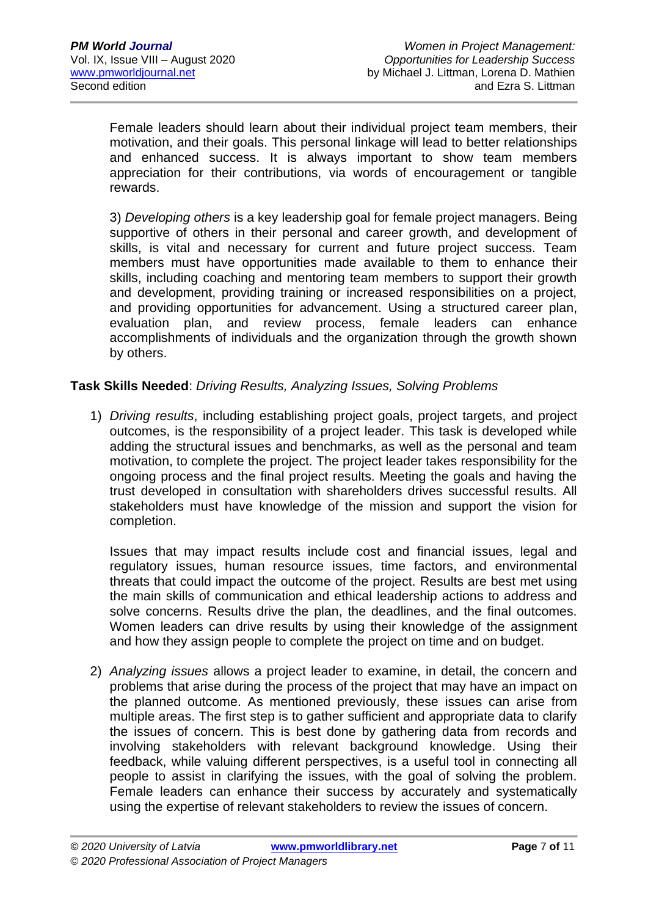Female leaders should learn about their individual project team members, their motivation, and their goals. This personal linkage will lead to better relationships and enhanced success. It is always important to show team members appreciation for their contributions, via words of encouragement or tangible rewards.

3) *Developing others* is a key leadership goal for female project managers. Being supportive of others in their personal and career growth, and development of skills, is vital and necessary for current and future project success. Team members must have opportunities made available to them to enhance their skills, including coaching and mentoring team members to support their growth and development, providing training or increased responsibilities on a project, and providing opportunities for advancement. Using a structured career plan, evaluation plan, and review process, female leaders can enhance accomplishments of individuals and the organization through the growth shown by others.

**Task Skills Needed**: *Driving Results, Analyzing Issues, Solving Problems*

1) *Driving results*, including establishing project goals, project targets, and project outcomes, is the responsibility of a project leader. This task is developed while adding the structural issues and benchmarks, as well as the personal and team motivation, to complete the project. The project leader takes responsibility for the ongoing process and the final project results. Meeting the goals and having the trust developed in consultation with shareholders drives successful results. All stakeholders must have knowledge of the mission and support the vision for completion.

   Issues that may impact results include cost and financial issues, legal and regulatory issues, human resource issues, time factors, and environmental threats that could impact the outcome of the project. Results are best met using the main skills of communication and ethical leadership actions to address and solve concerns. Results drive the plan, the deadlines, and the final outcomes. Women leaders can drive results by using their knowledge of the assignment and how they assign people to complete the project on time and on budget.

2) *Analyzing issues* allows a project leader to examine, in detail, the concern and problems that arise during the process of the project that may have an impact on the planned outcome. As mentioned previously, these issues can arise from multiple areas. The first step is to gather sufficient and appropriate data to clarify the issues of concern. This is best done by gathering data from records and involving stakeholders with relevant background knowledge. Using their feedback, while valuing different perspectives, is a useful tool in connecting all people to assist in clarifying the issues, with the goal of solving the problem. Female leaders can enhance their success by accurately and systematically using the expertise of relevant stakeholders to review the issues of concern.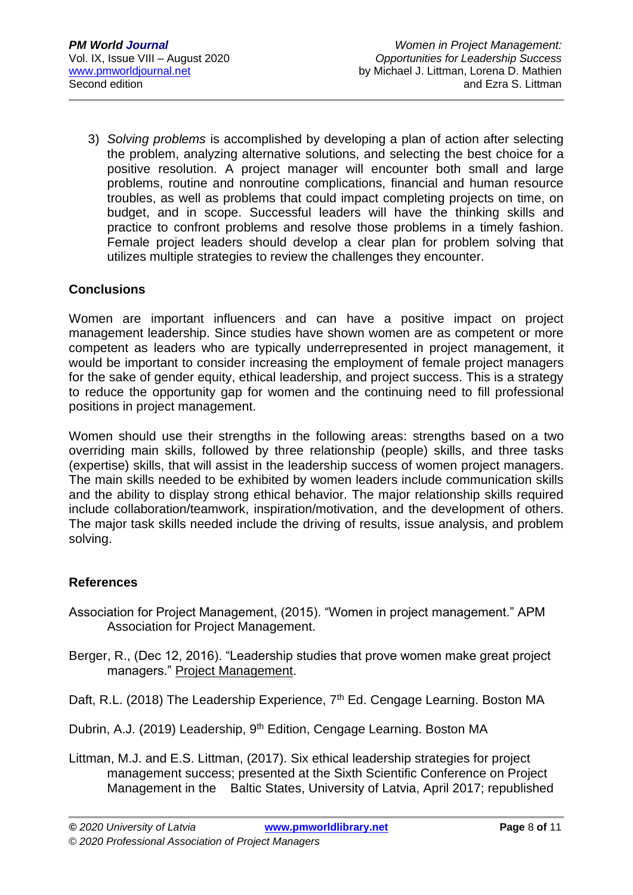3) *Solving problems* is accomplished by developing a plan of action after selecting the problem, analyzing alternative solutions, and selecting the best choice for a positive resolution. A project manager will encounter both small and large problems, routine and nonroutine complications, financial and human resource troubles, as well as problems that could impact completing projects on time, on budget, and in scope. Successful leaders will have the thinking skills and practice to confront problems and resolve those problems in a timely fashion. Female project leaders should develop a clear plan for problem solving that utilizes multiple strategies to review the challenges they encounter.

## Conclusions

Women are important influencers and can have a positive impact on project management leadership. Since studies have shown women are as competent or more competent as leaders who are typically underrepresented in project management, it would be important to consider increasing the employment of female project managers for the sake of gender equity, ethical leadership, and project success. This is a strategy to reduce the opportunity gap for women and the continuing need to fill professional positions in project management.

Women should use their strengths in the following areas: strengths based on a two overriding main skills, followed by three relationship (people) skills, and three tasks (expertise) skills, that will assist in the leadership success of women project managers. The main skills needed to be exhibited by women leaders include communication skills and the ability to display strong ethical behavior. The major relationship skills required include collaboration/teamwork, inspiration/motivation, and the development of others. The major task skills needed include the driving of results, issue analysis, and problem solving.

## References

Association for Project Management, (2015). "Women in project management." APM Association for Project Management.

Berger, R., (Dec 12, 2016). "Leadership studies that prove women make great project managers." Project Management.

Daft, R.L. (2018) The Leadership Experience, 7th Ed. Cengage Learning. Boston MA

Dubrin, A.J. (2019) Leadership, 9th Edition, Cengage Learning. Boston MA

Littman, M.J. and E.S. Littman, (2017). Six ethical leadership strategies for project management success; presented at the Sixth Scientific Conference on Project Management in the Baltic States, University of Latvia, April 2017; republished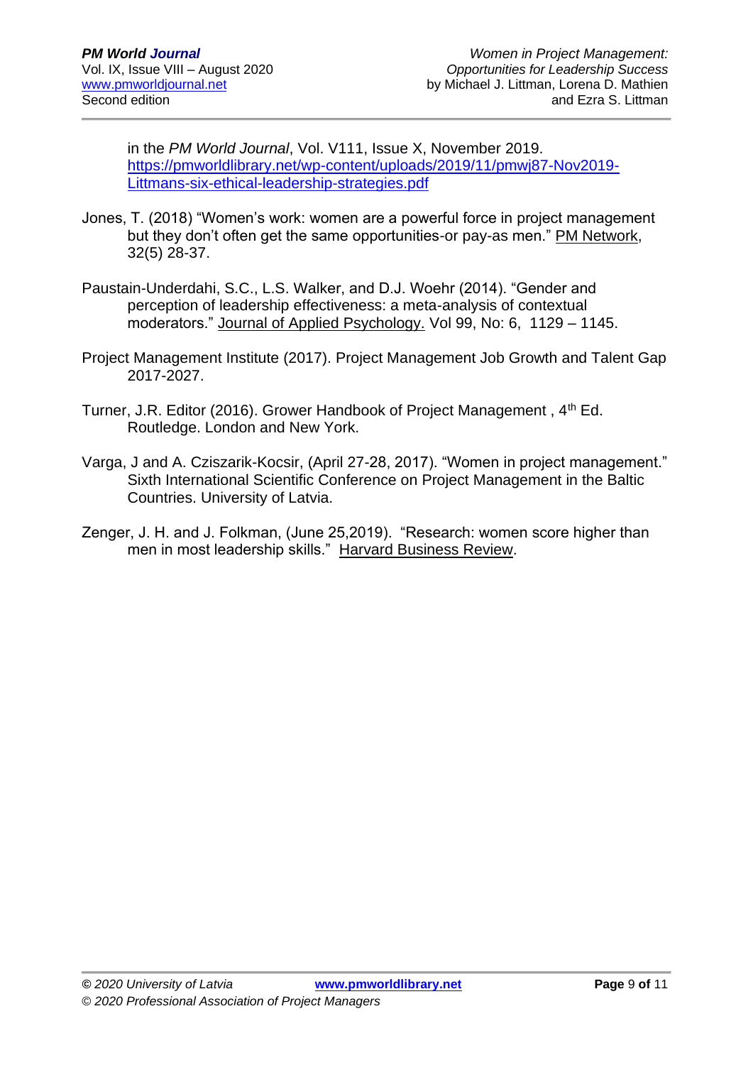in the *PM World Journal*, Vol. V111, Issue X, November 2019. https://pmworldlibrary.net/wp-content/uploads/2019/11/pmwj87-Nov2019-Littmans-six-ethical-leadership-strategies.pdf

Jones, T. (2018) “Women’s work: women are a powerful force in project management but they don’t often get the same opportunities-or pay-as men.” PM Network, 32(5) 28-37.

Paustain-Underdahi, S.C., L.S. Walker, and D.J. Woehr (2014). “Gender and perception of leadership effectiveness: a meta-analysis of contextual moderators.” Journal of Applied Psychology. Vol 99, No: 6, 1129 – 1145.

Project Management Institute (2017). Project Management Job Growth and Talent Gap 2017-2027.

Turner, J.R. Editor (2016). Grower Handbook of Project Management , 4th Ed. Routledge. London and New York.

Varga, J and A. Cziszarik-Kocsir, (April 27-28, 2017). “Women in project management.” Sixth International Scientific Conference on Project Management in the Baltic Countries. University of Latvia.

Zenger, J. H. and J. Folkman, (June 25,2019). “Research: women score higher than men in most leadership skills.” Harvard Business Review.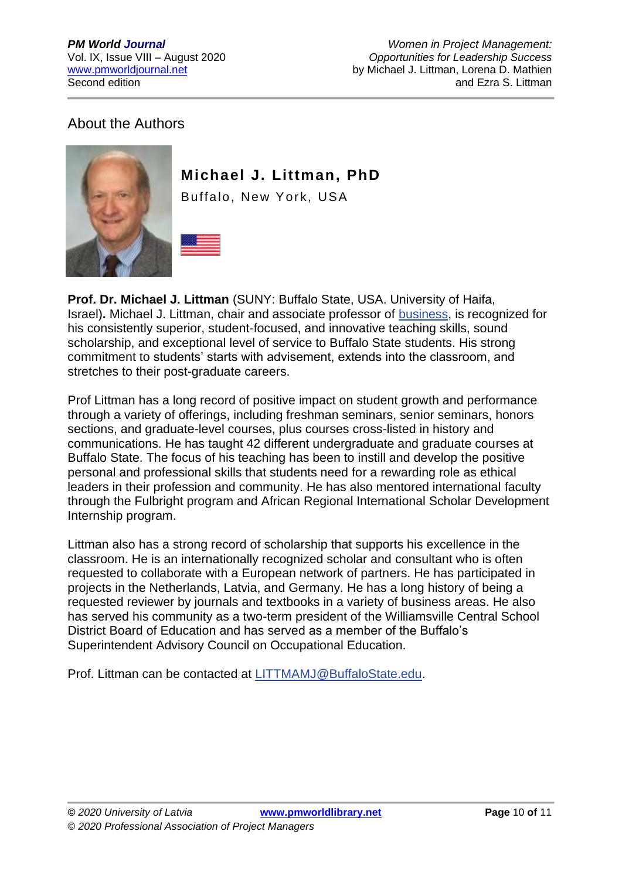## About the Authors

### Michael J. Littman, PhD

Buffalo, New York, USA

**Prof. Dr. Michael J. Littman** (SUNY: Buffalo State, USA. University of Haifa, Israel)**.** Michael J. Littman, chair and associate professor of business, is recognized for his consistently superior, student-focused, and innovative teaching skills, sound scholarship, and exceptional level of service to Buffalo State students. His strong commitment to students' starts with advisement, extends into the classroom, and stretches to their post-graduate careers.

Prof Littman has a long record of positive impact on student growth and performance through a variety of offerings, including freshman seminars, senior seminars, honors sections, and graduate-level courses, plus courses cross-listed in history and communications. He has taught 42 different undergraduate and graduate courses at Buffalo State. The focus of his teaching has been to instill and develop the positive personal and professional skills that students need for a rewarding role as ethical leaders in their profession and community. He has also mentored international faculty through the Fulbright program and African Regional International Scholar Development Internship program.

Littman also has a strong record of scholarship that supports his excellence in the classroom. He is an internationally recognized scholar and consultant who is often requested to collaborate with a European network of partners. He has participated in projects in the Netherlands, Latvia, and Germany. He has a long history of being a requested reviewer by journals and textbooks in a variety of business areas. He also has served his community as a two-term president of the Williamsville Central School District Board of Education and has served as a member of the Buffalo's Superintendent Advisory Council on Occupational Education.

Prof. Littman can be contacted at LITTMAMJ@BuffaloState.edu.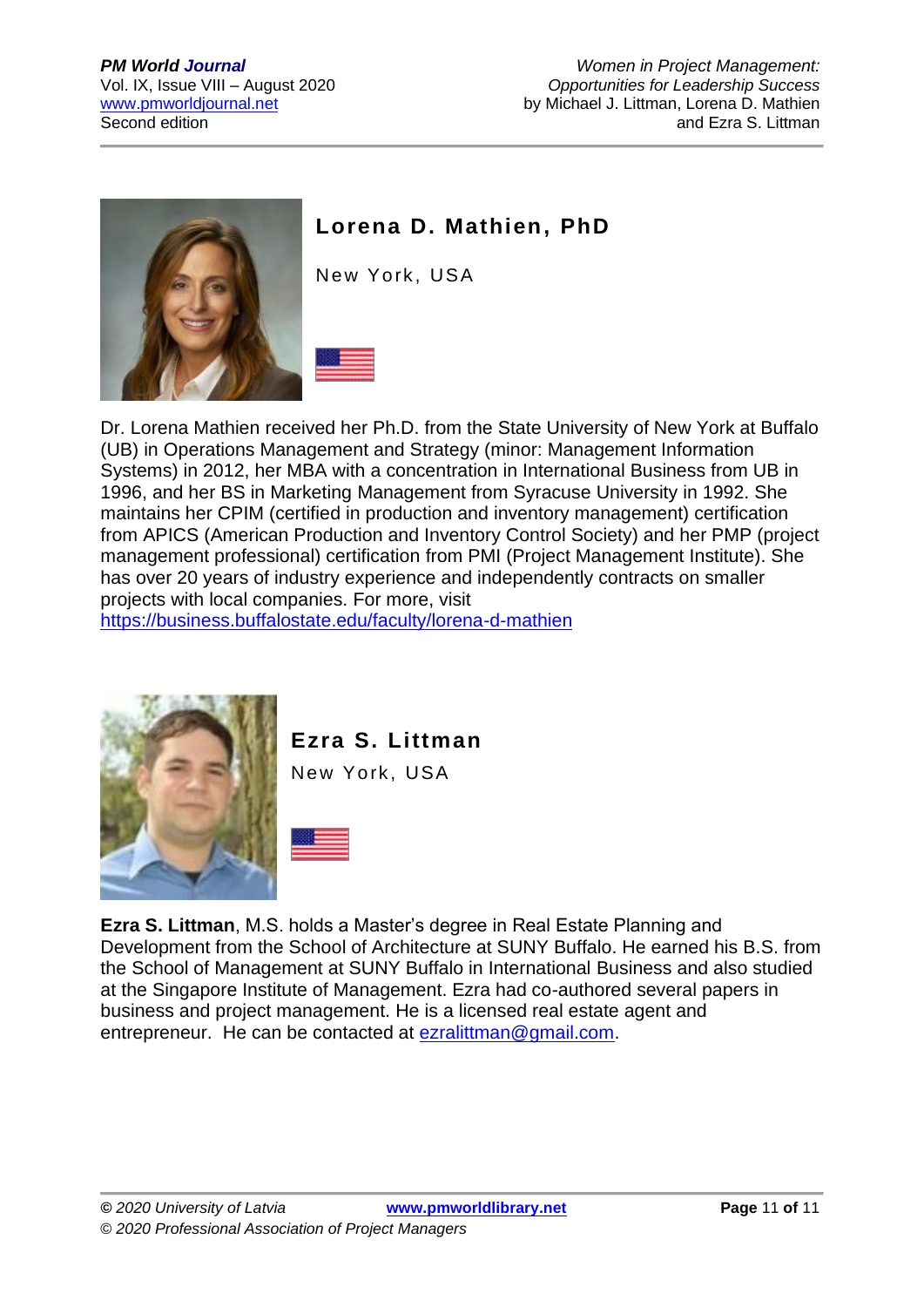## Lorena D. Mathien, PhD

New York, USA

Dr. Lorena Mathien received her Ph.D. from the State University of New York at Buffalo (UB) in Operations Management and Strategy (minor: Management Information Systems) in 2012, her MBA with a concentration in International Business from UB in 1996, and her BS in Marketing Management from Syracuse University in 1992. She maintains her CPIM (certified in production and inventory management) certification from APICS (American Production and Inventory Control Society) and her PMP (project management professional) certification from PMI (Project Management Institute). She has over 20 years of industry experience and independently contracts on smaller projects with local companies. For more, visit https://business.buffalostate.edu/faculty/lorena-d-mathien

## Ezra S. Littman

New York, USA

**Ezra S. Littman**, M.S. holds a Master's degree in Real Estate Planning and Development from the School of Architecture at SUNY Buffalo. He earned his B.S. from the School of Management at SUNY Buffalo in International Business and also studied at the Singapore Institute of Management. Ezra had co-authored several papers in business and project management. He is a licensed real estate agent and entrepreneur. He can be contacted at ezralittman@gmail.com.